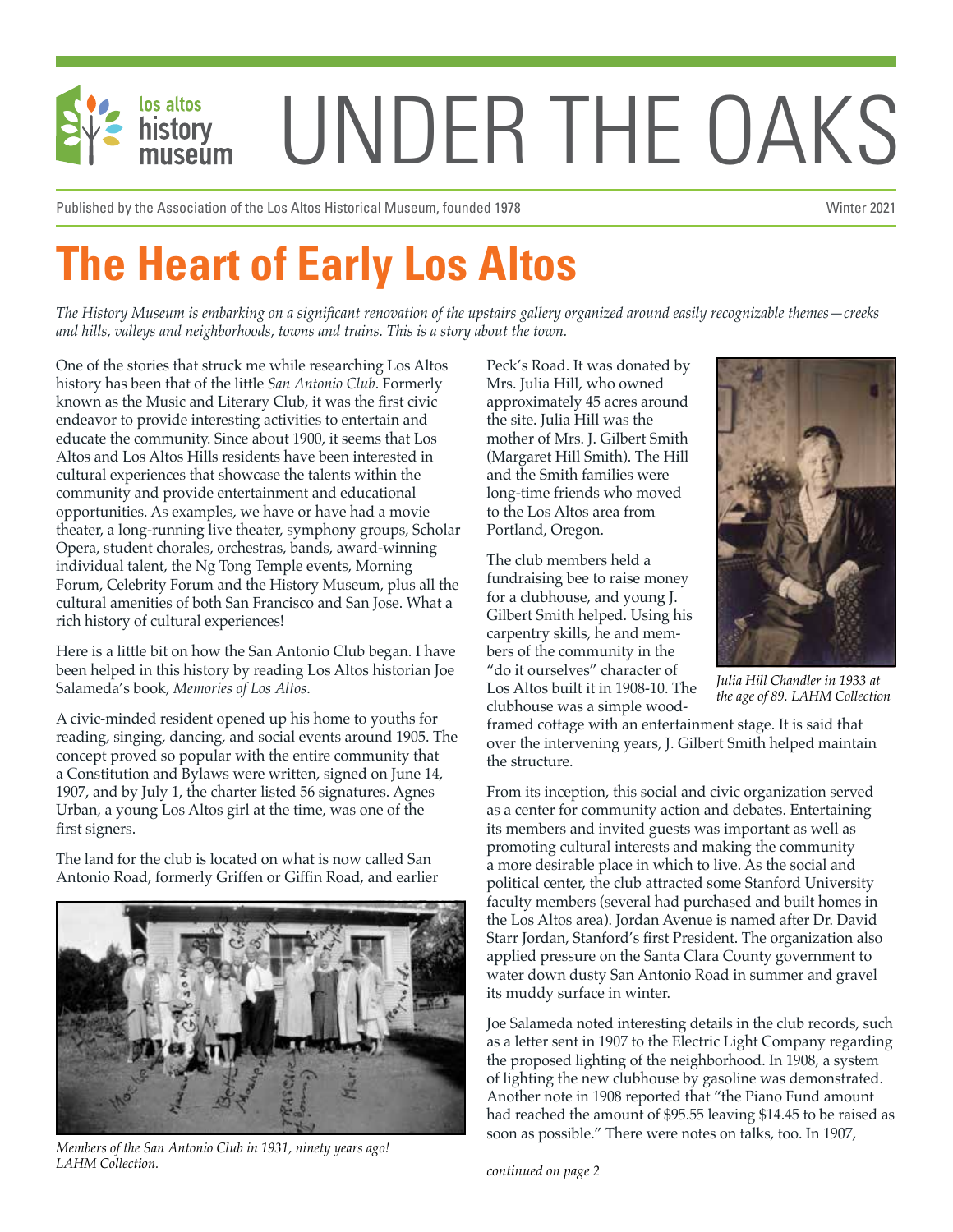# UNDER THE OAKS

Published by the Association of the Los Altos Historical Museum, founded 1978 — Winter 2021

# The Heart of Early Los Altos

*The History Museum is embarking on a significant renovation of the upstairs gallery organized around easily recognizable themes—creeks and hills, valleys and neighborhoods, towns and trains. This is a story about the town.*

One of the stories that struck me while researching Los Altos history has been that of the little *San Antonio Club*. Formerly known as the Music and Literary Club, it was the first civic endeavor to provide interesting activities to entertain and educate the community. Since about 1900, it seems that Los Altos and Los Altos Hills residents have been interested in cultural experiences that showcase the talents within the community and provide entertainment and educational opportunities. As examples, we have or have had a movie theater, a long-running live theater, symphony groups, Scholar Opera, student chorales, orchestras, bands, award-winning individual talent, the Ng Tong Temple events, Morning Forum, Celebrity Forum and the History Museum, plus all the cultural amenities of both San Francisco and San Jose. What a rich history of cultural experiences!

Here is a little bit on how the San Antonio Club began. I have been helped in this history by reading Los Altos historian Joe Salameda's book, *Memories of Los Altos*.

A civic-minded resident opened up his home to youths for reading, singing, dancing, and social events around 1905. The concept proved so popular with the entire community that a Constitution and Bylaws were written, signed on June 14, 1907, and by July 1, the charter listed 56 signatures. Agnes Urban, a young Los Altos girl at the time, was one of the first signers.

The land for the club is located on what is now called San Antonio Road, formerly Griffen or Giffin Road, and earlier Peck's Road. It was donated by Mrs. Julia Hill, who owned approximately 45 acres around the site. Julia Hill was the mother of Mrs. J. Gilbert Smith (Margaret Hill Smith). The Hill and the Smith families were long-time friends who moved to the Los Altos area from Portland, Oregon.

*Members of the San Antonio Club in 1931, ninety years ago! LAHM Collection.*

The club members held a fundraising bee to raise money for a clubhouse, and young J. Gilbert Smith helped. Using his carpentry skills, he and members of the community in the "do it ourselves" character of Los Altos built it in 1908-10. The clubhouse was a simple wood-framed cottage with an entertainment stage. It is said that over the intervening years, J. Gilbert Smith helped maintain the structure.

*Julia Hill Chandler in 1933 at the age of 89. LAHM Collection*

From its inception, this social and civic organization served as a center for community action and debates. Entertaining its members and invited guests was important as well as promoting cultural interests and making the community a more desirable place in which to live. As the social and political center, the club attracted some Stanford University faculty members (several had purchased and built homes in the Los Altos area). Jordan Avenue is named after Dr. David Starr Jordan, Stanford's first President. The organization also applied pressure on the Santa Clara County government to water down dusty San Antonio Road in summer and gravel its muddy surface in winter.

Joe Salameda noted interesting details in the club records, such as a letter sent in 1907 to the Electric Light Company regarding the proposed lighting of the neighborhood. In 1908, a system of lighting the new clubhouse by gasoline was demonstrated. Another note in 1908 reported that "the Piano Fund amount had reached the amount of $95.55 leaving $14.45 to be raised as soon as possible." There were notes on talks, too. In 1907,

*continued on page 2*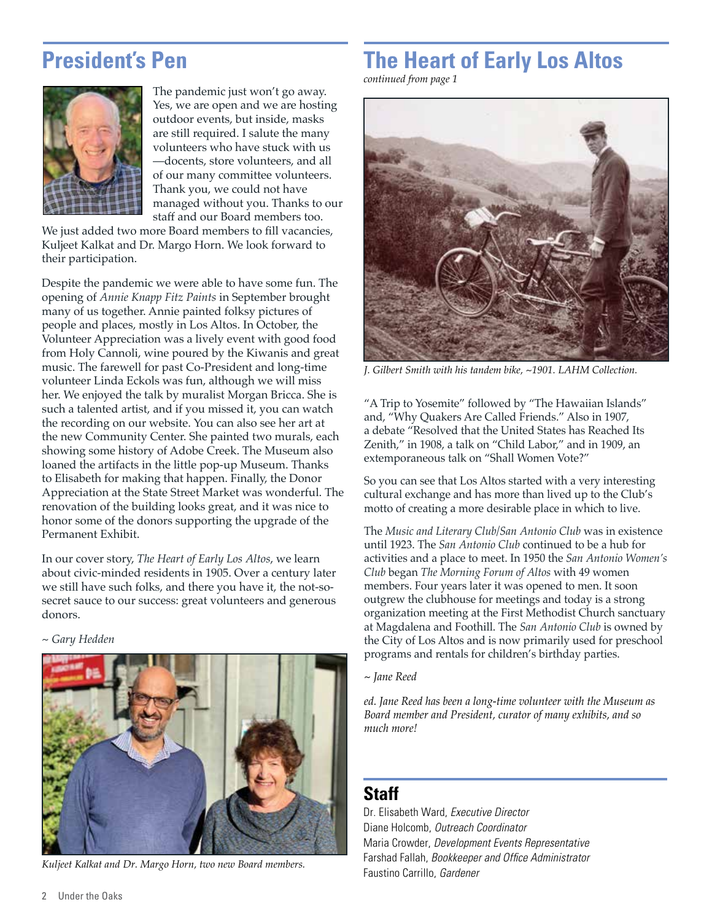## President's Pen

The pandemic just won't go away. Yes, we are open and we are hosting outdoor events, but inside, masks are still required. I salute the many volunteers who have stuck with us —docents, store volunteers, and all of our many committee volunteers. Thank you, we could not have managed without you. Thanks to our staff and our Board members too. We just added two more Board members to fill vacancies, Kuljeet Kalkat and Dr. Margo Horn. We look forward to their participation.

Despite the pandemic we were able to have some fun. The opening of *Annie Knapp Fitz Paints* in September brought many of us together. Annie painted folksy pictures of people and places, mostly in Los Altos. In October, the Volunteer Appreciation was a lively event with good food from Holy Cannoli, wine poured by the Kiwanis and great music. The farewell for past Co-President and long-time volunteer Linda Eckols was fun, although we will miss her. We enjoyed the talk by muralist Morgan Bricca. She is such a talented artist, and if you missed it, you can watch the recording on our website. You can also see her art at the new Community Center. She painted two murals, each showing some history of Adobe Creek. The Museum also loaned the artifacts in the little pop-up Museum. Thanks to Elisabeth for making that happen. Finally, the Donor Appreciation at the State Street Market was wonderful. The renovation of the building looks great, and it was nice to honor some of the donors supporting the upgrade of the Permanent Exhibit.

In our cover story, *The Heart of Early Los Altos*, we learn about civic-minded residents in 1905. Over a century later we still have such folks, and there you have it, the not-so-secret sauce to our success: great volunteers and generous donors.

*~ Gary Hedden*

*Kuljeet Kalkat and Dr. Margo Horn, two new Board members.*

## The Heart of Early Los Altos

*continued from page 1*

*J. Gilbert Smith with his tandem bike, ~1901. LAHM Collection.*

"A Trip to Yosemite" followed by "The Hawaiian Islands" and, "Why Quakers Are Called Friends." Also in 1907, a debate "Resolved that the United States has Reached Its Zenith," in 1908, a talk on "Child Labor," and in 1909, an extemporaneous talk on "Shall Women Vote?"

So you can see that Los Altos started with a very interesting cultural exchange and has more than lived up to the Club's motto of creating a more desirable place in which to live.

The *Music and Literary Club/San Antonio Club* was in existence until 1923. The *San Antonio Club* continued to be a hub for activities and a place to meet. In 1950 the *San Antonio Women's Club* began *The Morning Forum of Altos* with 49 women members. Four years later it was opened to men. It soon outgrew the clubhouse for meetings and today is a strong organization meeting at the First Methodist Church sanctuary at Magdalena and Foothill. The *San Antonio Club* is owned by the City of Los Altos and is now primarily used for preschool programs and rentals for children's birthday parties.

*~ Jane Reed*

*ed. Jane Reed has been a long-time volunteer with the Museum as Board member and President, curator of many exhibits, and so much more!*

## Staff

Dr. Elisabeth Ward, *Executive Director*
Diane Holcomb, *Outreach Coordinator*
Maria Crowder, *Development Events Representative*
Farshad Fallah, *Bookkeeper and Office Administrator*
Faustino Carrillo, *Gardener*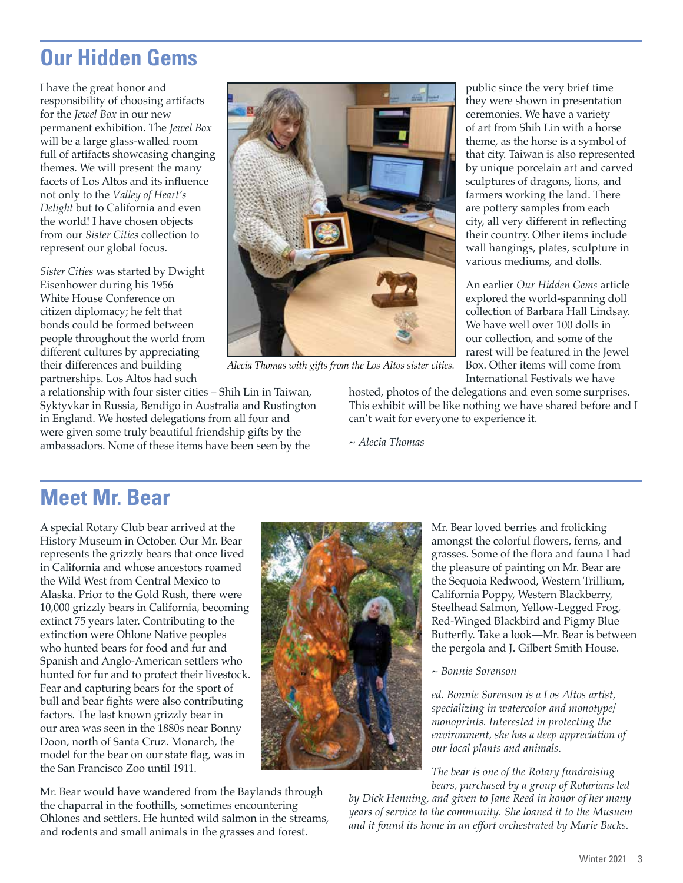## Our Hidden Gems

I have the great honor and responsibility of choosing artifacts for the *Jewel Box* in our new permanent exhibition. The *Jewel Box* will be a large glass-walled room full of artifacts showcasing changing themes. We will present the many facets of Los Altos and its influence not only to the *Valley of Heart's Delight* but to California and even the world! I have chosen objects from our *Sister Cities* collection to represent our global focus.

*Sister Cities* was started by Dwight Eisenhower during his 1956 White House Conference on citizen diplomacy; he felt that bonds could be formed between people throughout the world from different cultures by appreciating their differences and building partnerships. Los Altos had such a relationship with four sister cities – Shih Lin in Taiwan, Syktyvkar in Russia, Bendigo in Australia and Rustington in England. We hosted delegations from all four and were given some truly beautiful friendship gifts by the ambassadors. None of these items have been seen by the public since the very brief time they were shown in presentation ceremonies. We have a variety of art from Shih Lin with a horse theme, as the horse is a symbol of that city. Taiwan is also represented by unique porcelain art and carved sculptures of dragons, lions, and farmers working the land. There are pottery samples from each city, all very different in reflecting their country. Other items include wall hangings, plates, sculpture in various mediums, and dolls.

*Alecia Thomas with gifts from the Los Altos sister cities.*

An earlier *Our Hidden Gems* article explored the world-spanning doll collection of Barbara Hall Lindsay. We have well over 100 dolls in our collection, and some of the rarest will be featured in the Jewel Box. Other items will come from International Festivals we have hosted, photos of the delegations and even some surprises. This exhibit will be like nothing we have shared before and I can't wait for everyone to experience it.

*~ Alecia Thomas*

## Meet Mr. Bear

A special Rotary Club bear arrived at the History Museum in October. Our Mr. Bear represents the grizzly bears that once lived in California and whose ancestors roamed the Wild West from Central Mexico to Alaska. Prior to the Gold Rush, there were 10,000 grizzly bears in California, becoming extinct 75 years later. Contributing to the extinction were Ohlone Native peoples who hunted bears for food and fur and Spanish and Anglo-American settlers who hunted for fur and to protect their livestock. Fear and capturing bears for the sport of bull and bear fights were also contributing factors. The last known grizzly bear in our area was seen in the 1880s near Bonny Doon, north of Santa Cruz. Monarch, the model for the bear on our state flag, was in the San Francisco Zoo until 1911.

Mr. Bear would have wandered from the Baylands through the chaparral in the foothills, sometimes encountering Ohlones and settlers. He hunted wild salmon in the streams, and rodents and small animals in the grasses and forest.

Mr. Bear loved berries and frolicking amongst the colorful flowers, ferns, and grasses. Some of the flora and fauna I had the pleasure of painting on Mr. Bear are the Sequoia Redwood, Western Trillium, California Poppy, Western Blackberry, Steelhead Salmon, Yellow-Legged Frog, Red-Winged Blackbird and Pigmy Blue Butterfly. Take a look—Mr. Bear is between the pergola and J. Gilbert Smith House.

*~ Bonnie Sorenson*

*ed. Bonnie Sorenson is a Los Altos artist, specializing in watercolor and monotype/monoprints. Interested in protecting the environment, she has a deep appreciation of our local plants and animals.*

*The bear is one of the Rotary fundraising bears, purchased by a group of Rotarians led by Dick Henning, and given to Jane Reed in honor of her many years of service to the community. She loaned it to the Musuem and it found its home in an effort orchestrated by Marie Backs.*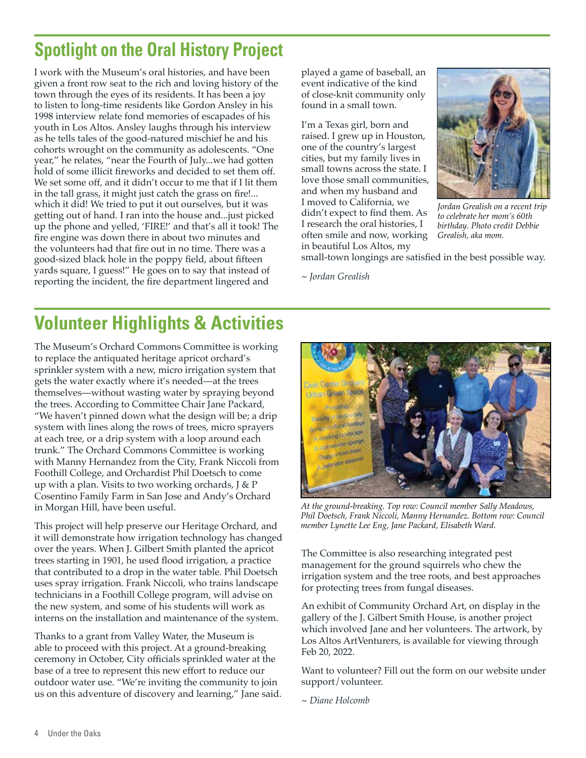## Spotlight on the Oral History Project

I work with the Museum's oral histories, and have been given a front row seat to the rich and loving history of the town through the eyes of its residents. It has been a joy to listen to long-time residents like Gordon Ansley in his 1998 interview relate fond memories of escapades of his youth in Los Altos. Ansley laughs through his interview as he tells tales of the good-natured mischief he and his cohorts wrought on the community as adolescents. "One year," he relates, "near the Fourth of July...we had gotten hold of some illicit fireworks and decided to set them off. We set some off, and it didn't occur to me that if I lit them in the tall grass, it might just catch the grass on fire!... which it did! We tried to put it out ourselves, but it was getting out of hand. I ran into the house and...just picked up the phone and yelled, 'FIRE!' and that's all it took! The fire engine was down there in about two minutes and the volunteers had that fire out in no time. There was a good-sized black hole in the poppy field, about fifteen yards square, I guess!" He goes on to say that instead of reporting the incident, the fire department lingered and played a game of baseball, an event indicative of the kind of close-knit community only found in a small town.

I'm a Texas girl, born and raised. I grew up in Houston, one of the country's largest cities, but my family lives in small towns across the state. I love those small communities, and when my husband and I moved to California, we didn't expect to find them. As I research the oral histories, I often smile and now, working in beautiful Los Altos, my small-town longings are satisfied in the best possible way.

*Jordan Grealish on a recent trip to celebrate her mom's 60th birthday. Photo credit Debbie Grealish, aka mom.*

*~ Jordan Grealish*

## Volunteer Highlights & Activities

The Museum's Orchard Commons Committee is working to replace the antiquated heritage apricot orchard's sprinkler system with a new, micro irrigation system that gets the water exactly where it's needed—at the trees themselves—without wasting water by spraying beyond the trees. According to Committee Chair Jane Packard, "We haven't pinned down what the design will be; a drip system with lines along the rows of trees, micro sprayers at each tree, or a drip system with a loop around each trunk." The Orchard Commons Committee is working with Manny Hernandez from the City, Frank Niccoli from Foothill College, and Orchardist Phil Doetsch to come up with a plan. Visits to two working orchards, J & P Cosentino Family Farm in San Jose and Andy's Orchard in Morgan Hill, have been useful.

This project will help preserve our Heritage Orchard, and it will demonstrate how irrigation technology has changed over the years. When J. Gilbert Smith planted the apricot trees starting in 1901, he used flood irrigation, a practice that contributed to a drop in the water table. Phil Doetsch uses spray irrigation. Frank Niccoli, who trains landscape technicians in a Foothill College program, will advise on the new system, and some of his students will work as interns on the installation and maintenance of the system.

Thanks to a grant from Valley Water, the Museum is able to proceed with this project. At a ground-breaking ceremony in October, City officials sprinkled water at the base of a tree to represent this new effort to reduce our outdoor water use. "We're inviting the community to join us on this adventure of discovery and learning," Jane said.

*At the ground-breaking. Top row: Council member Sally Meadows, Phil Doetsch, Frank Niccoli, Manny Hernandez. Bottom row: Council member Lynette Lee Eng, Jane Packard, Elisabeth Ward.*

The Committee is also researching integrated pest management for the ground squirrels who chew the irrigation system and the tree roots, and best approaches for protecting trees from fungal diseases.

An exhibit of Community Orchard Art, on display in the gallery of the J. Gilbert Smith House, is another project which involved Jane and her volunteers. The artwork, by Los Altos ArtVenturers, is available for viewing through Feb 20, 2022.

Want to volunteer? Fill out the form on our website under support/volunteer.

*~ Diane Holcomb*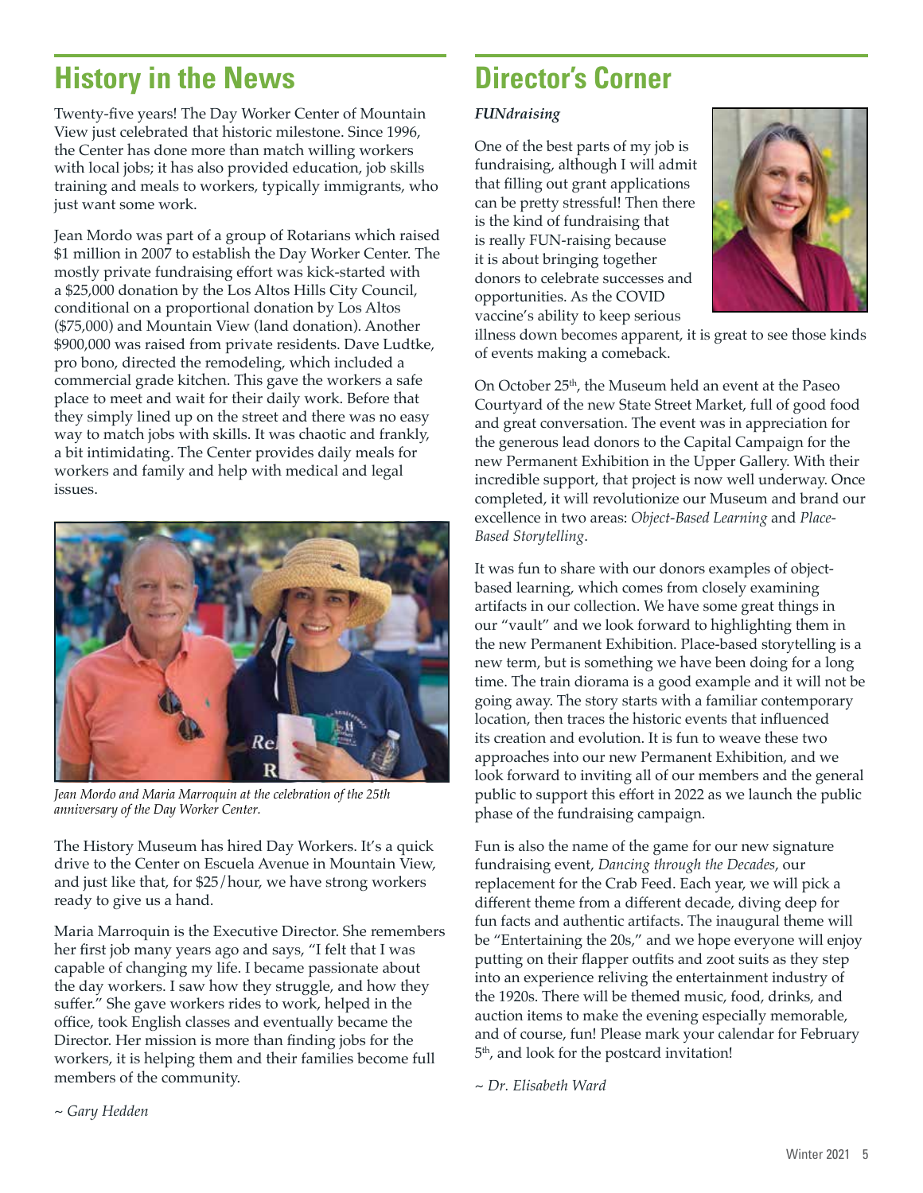## History in the News

Twenty-five years! The Day Worker Center of Mountain View just celebrated that historic milestone. Since 1996, the Center has done more than match willing workers with local jobs; it has also provided education, job skills training and meals to workers, typically immigrants, who just want some work.

Jean Mordo was part of a group of Rotarians which raised $1 million in 2007 to establish the Day Worker Center. The mostly private fundraising effort was kick-started with a $25,000 donation by the Los Altos Hills City Council, conditional on a proportional donation by Los Altos ($75,000) and Mountain View (land donation). Another $900,000 was raised from private residents. Dave Ludtke, pro bono, directed the remodeling, which included a commercial grade kitchen. This gave the workers a safe place to meet and wait for their daily work. Before that they simply lined up on the street and there was no easy way to match jobs with skills. It was chaotic and frankly, a bit intimidating. The Center provides daily meals for workers and family and help with medical and legal issues.

*Jean Mordo and Maria Marroquin at the celebration of the 25th anniversary of the Day Worker Center.*

The History Museum has hired Day Workers. It's a quick drive to the Center on Escuela Avenue in Mountain View, and just like that, for $25/hour, we have strong workers ready to give us a hand.

Maria Marroquin is the Executive Director. She remembers her first job many years ago and says, "I felt that I was capable of changing my life. I became passionate about the day workers. I saw how they struggle, and how they suffer." She gave workers rides to work, helped in the office, took English classes and eventually became the Director. Her mission is more than finding jobs for the workers, it is helping them and their families become full members of the community.

*~ Gary Hedden*

## Director's Corner

***FUNdraising***

One of the best parts of my job is fundraising, although I will admit that filling out grant applications can be pretty stressful! Then there is the kind of fundraising that is really FUN-raising because it is about bringing together donors to celebrate successes and opportunities. As the COVID vaccine's ability to keep serious illness down becomes apparent, it is great to see those kinds of events making a comeback.

On October 25th, the Museum held an event at the Paseo Courtyard of the new State Street Market, full of good food and great conversation. The event was in appreciation for the generous lead donors to the Capital Campaign for the new Permanent Exhibition in the Upper Gallery. With their incredible support, that project is now well underway. Once completed, it will revolutionize our Museum and brand our excellence in two areas: *Object-Based Learning* and *Place-Based Storytelling*.

It was fun to share with our donors examples of object-based learning, which comes from closely examining artifacts in our collection. We have some great things in our "vault" and we look forward to highlighting them in the new Permanent Exhibition. Place-based storytelling is a new term, but is something we have been doing for a long time. The train diorama is a good example and it will not be going away. The story starts with a familiar contemporary location, then traces the historic events that influenced its creation and evolution. It is fun to weave these two approaches into our new Permanent Exhibition, and we look forward to inviting all of our members and the general public to support this effort in 2022 as we launch the public phase of the fundraising campaign.

Fun is also the name of the game for our new signature fundraising event, *Dancing through the Decades*, our replacement for the Crab Feed. Each year, we will pick a different theme from a different decade, diving deep for fun facts and authentic artifacts. The inaugural theme will be "Entertaining the 20s," and we hope everyone will enjoy putting on their flapper outfits and zoot suits as they step into an experience reliving the entertainment industry of the 1920s. There will be themed music, food, drinks, and auction items to make the evening especially memorable, and of course, fun! Please mark your calendar for February 5th, and look for the postcard invitation!

*~ Dr. Elisabeth Ward*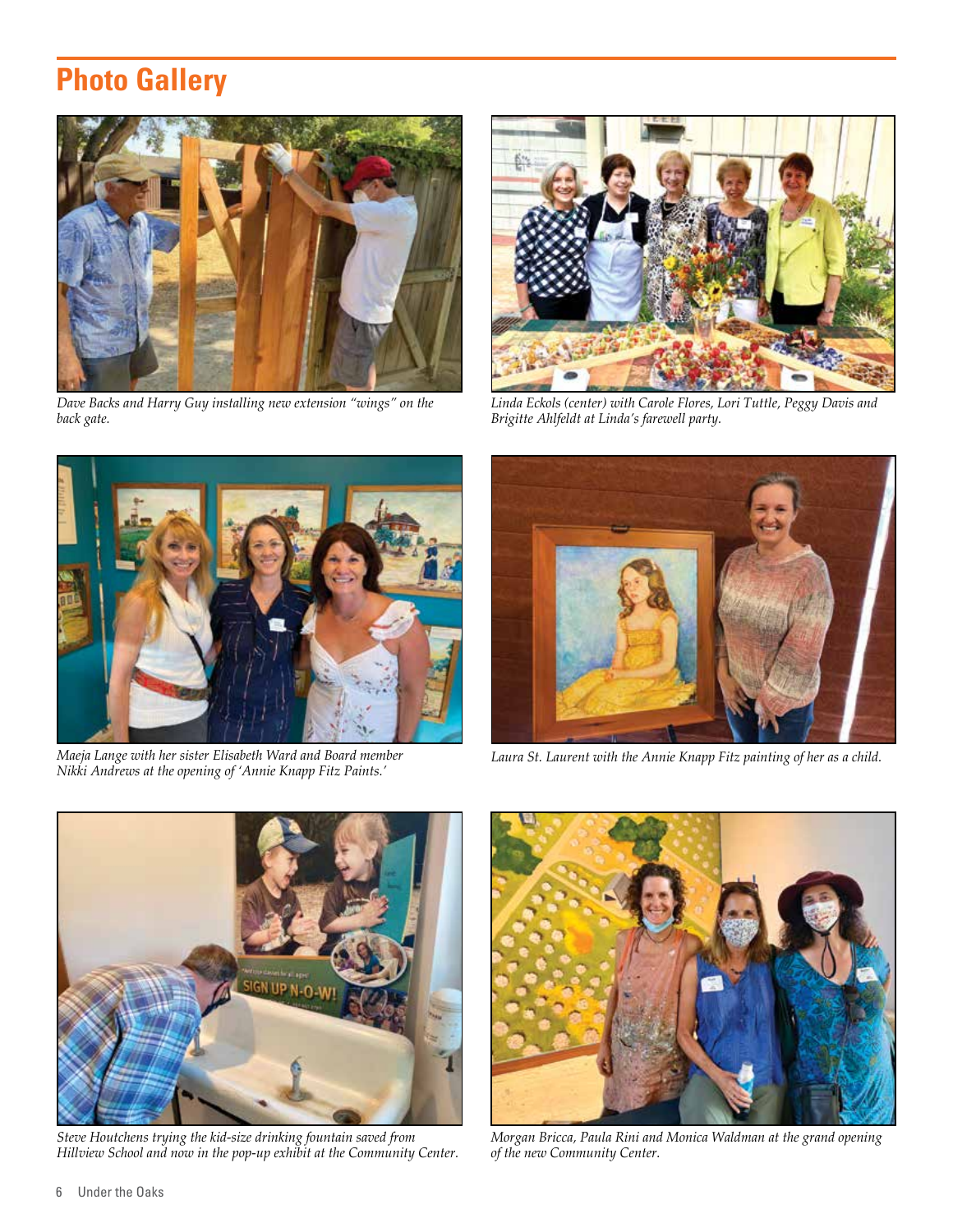# Photo Gallery

*Dave Backs and Harry Guy installing new extension "wings" on the back gate.*

*Linda Eckols (center) with Carole Flores, Lori Tuttle, Peggy Davis and Brigitte Ahlfeldt at Linda's farewell party.*

*Maeja Lange with her sister Elisabeth Ward and Board member Nikki Andrews at the opening of 'Annie Knapp Fitz Paints.'*

*Laura St. Laurent with the Annie Knapp Fitz painting of her as a child.*

*Steve Houtchens trying the kid-size drinking fountain saved from Hillview School and now in the pop-up exhibit at the Community Center.*

*Morgan Bricca, Paula Rini and Monica Waldman at the grand opening of the new Community Center.*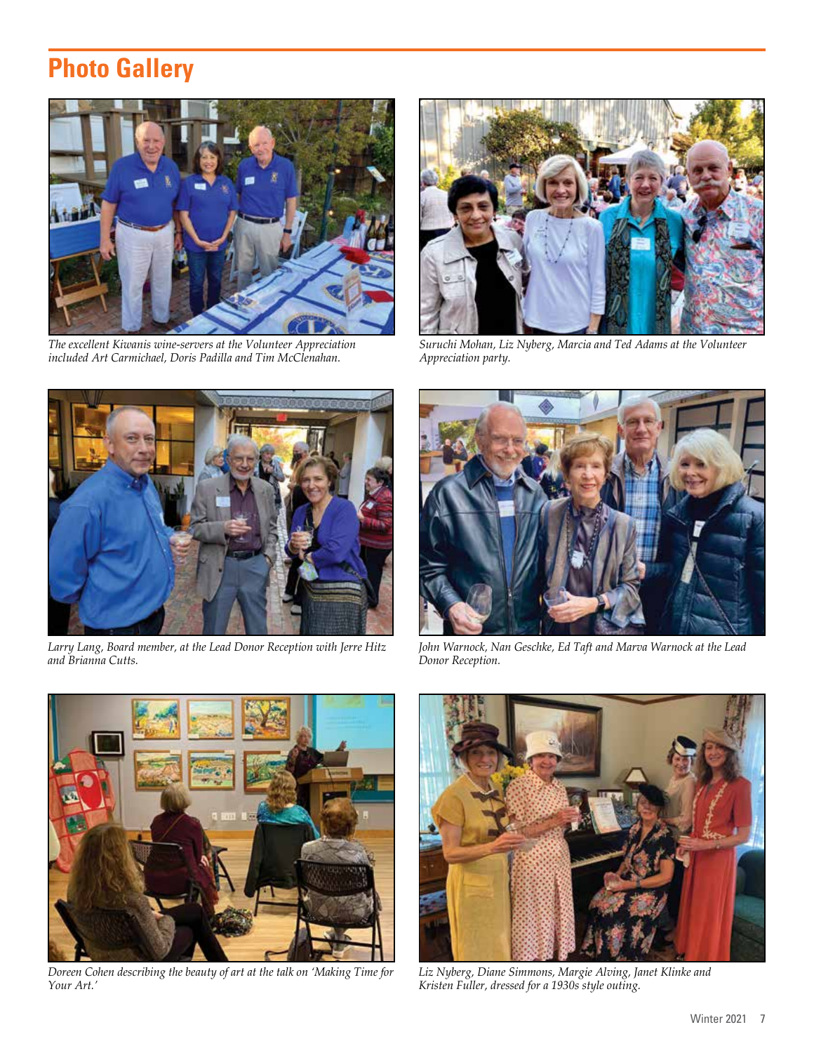# Photo Gallery

*The excellent Kiwanis wine-servers at the Volunteer Appreciation included Art Carmichael, Doris Padilla and Tim McClenahan.*

*Suruchi Mohan, Liz Nyberg, Marcia and Ted Adams at the Volunteer Appreciation party.*

*Larry Lang, Board member, at the Lead Donor Reception with Jerre Hitz and Brianna Cutts.*

*John Warnock, Nan Geschke, Ed Taft and Marva Warnock at the Lead Donor Reception.*

*Doreen Cohen describing the beauty of art at the talk on 'Making Time for Your Art.'*

*Liz Nyberg, Diane Simmons, Margie Alving, Janet Klinke and Kristen Fuller, dressed for a 1930s style outing.*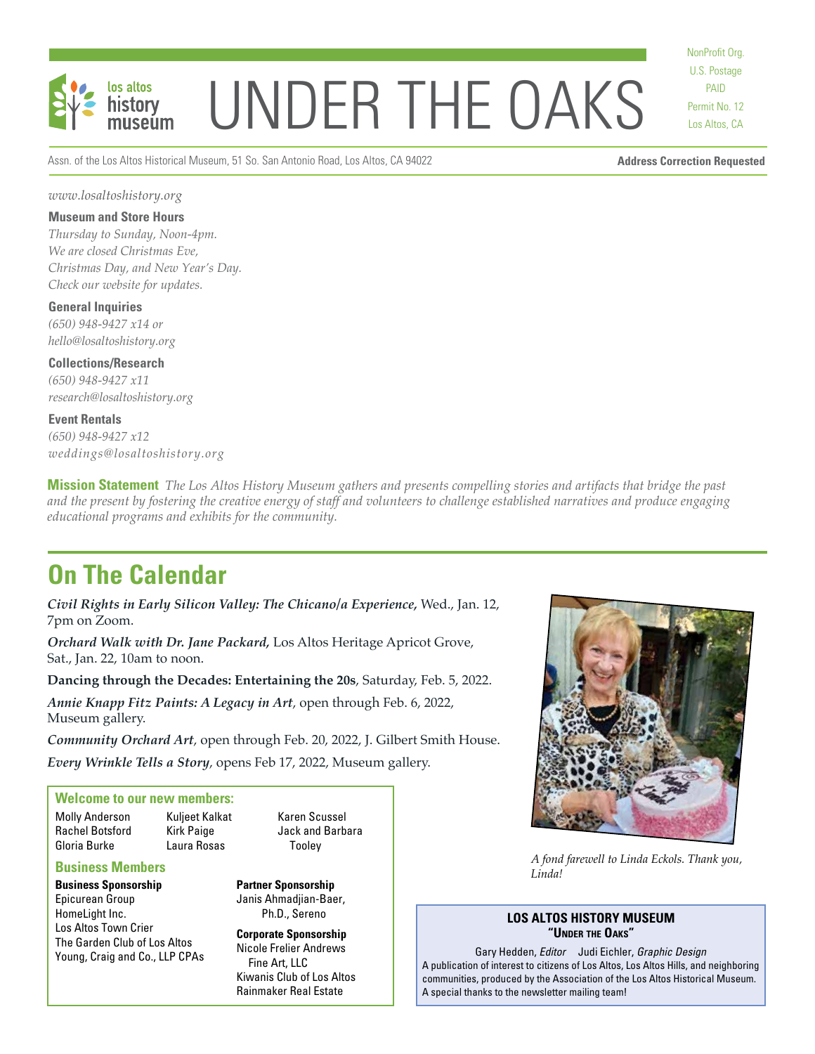los altos history museum

# UNDER THE OAKS

NonProfit Org.
U.S. Postage
PAID
Permit No. 12
Los Altos, CA

Assn. of the Los Altos Historical Museum, 51 So. San Antonio Road, Los Altos, CA 94022

**Address Correction Requested**

*www.losaltoshistory.org*

**Museum and Store Hours**
*Thursday to Sunday, Noon-4pm.*
*We are closed Christmas Eve, Christmas Day, and New Year's Day.*
*Check our website for updates.*

**General Inquiries**
*(650) 948-9427 x14 or hello@losaltoshistory.org*

**Collections/Research**
*(650) 948-9427 x11*
*research@losaltoshistory.org*

**Event Rentals**
*(650) 948-9427 x12*
*weddings@losaltoshistory.org*

**Mission Statement** *The Los Altos History Museum gathers and presents compelling stories and artifacts that bridge the past and the present by fostering the creative energy of staff and volunteers to challenge established narratives and produce engaging educational programs and exhibits for the community.*

## On The Calendar

***Civil Rights in Early Silicon Valley: The Chicano/a Experience,*** Wed., Jan. 12, 7pm on Zoom.

***Orchard Walk with Dr. Jane Packard,*** Los Altos Heritage Apricot Grove, Sat., Jan. 22, 10am to noon.

**Dancing through the Decades: Entertaining the 20s**, Saturday, Feb. 5, 2022.

***Annie Knapp Fitz Paints: A Legacy in Art***, open through Feb. 6, 2022, Museum gallery.

***Community Orchard Art***, open through Feb. 20, 2022, J. Gilbert Smith House.

***Every Wrinkle Tells a Story***, opens Feb 17, 2022, Museum gallery.

*A fond farewell to Linda Eckols. Thank you, Linda!*

### Welcome to our new members:

Molly Anderson
Rachel Botsford
Gloria Burke
Kuljeet Kalkat
Kirk Paige
Laura Rosas
Karen Scussel
Jack and Barbara Tooley

### Business Members

**Business Sponsorship**
Epicurean Group
HomeLight Inc.
Los Altos Town Crier
The Garden Club of Los Altos
Young, Craig and Co., LLP CPAs

**Partner Sponsorship**
Janis Ahmadjian-Baer, Ph.D., Sereno

**Corporate Sponsorship**
Nicole Frelier Andrews Fine Art, LLC
Kiwanis Club of Los Altos
Rainmaker Real Estate

**LOS ALTOS HISTORY MUSEUM**
**"UNDER THE OAKS"**

Gary Hedden, *Editor* Judi Eichler, *Graphic Design*
A publication of interest to citizens of Los Altos, Los Altos Hills, and neighboring communities, produced by the Association of the Los Altos Historical Museum. A special thanks to the newsletter mailing team!